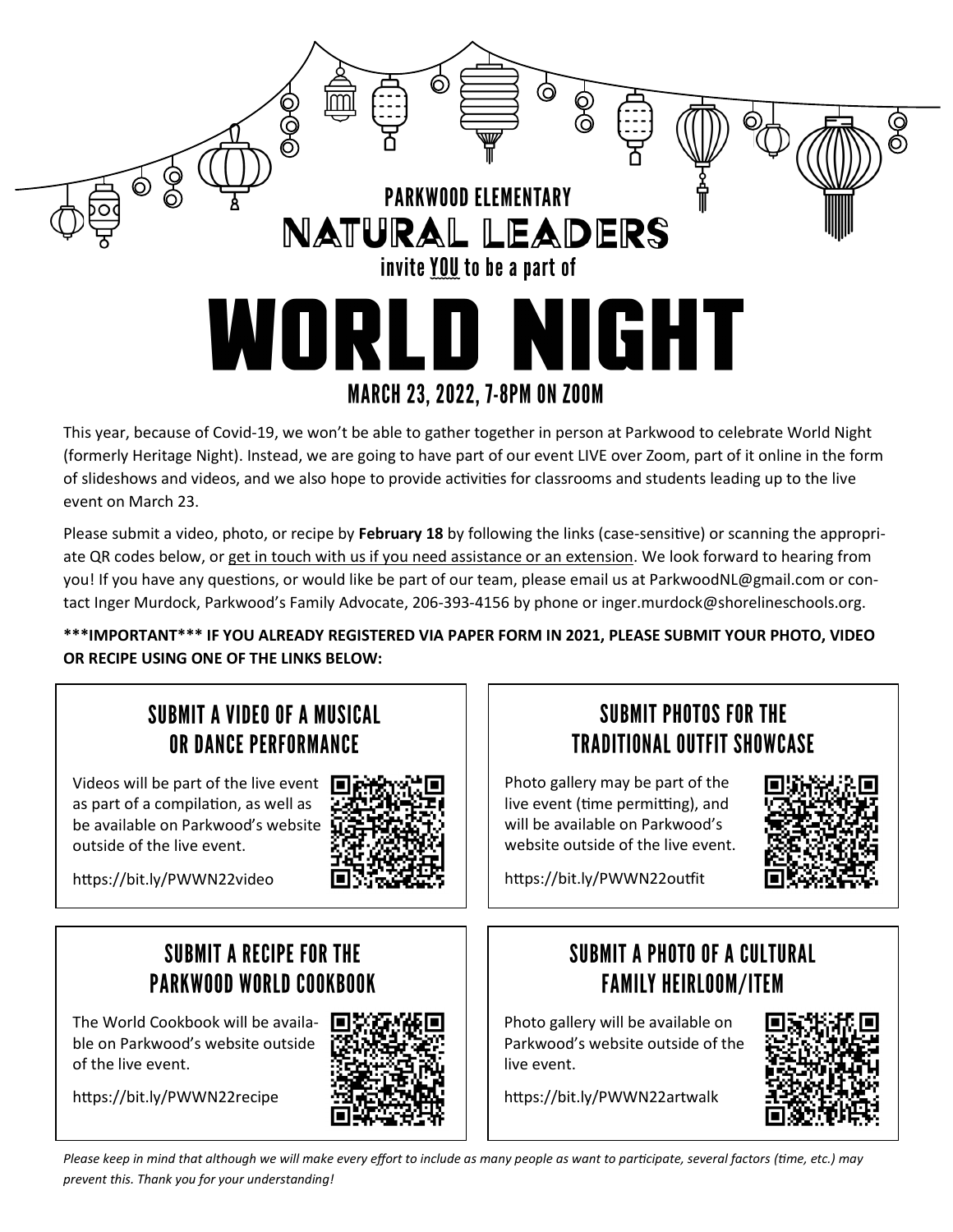PARKWOOD ELEMENTARY

NATURAL LEADERS

invite YOU to be a part of

# WORLD NIGHT

## MARCH 23, 2022, 7-8PM ON ZOOM

This year, because of Covid-19, we won't be able to gather together in person at Parkwood to celebrate World Night (formerly Heritage Night). Instead, we are going to have part of our event LIVE over Zoom, part of it online in the form of slideshows and videos, and we also hope to provide activities for classrooms and students leading up to the live event on March 23.

Please submit a video, photo, or recipe by **February 18** by following the links (case-sensitive) or scanning the appropriate QR codes below, or get in touch with us if you need assistance or an extension. We look forward to hearing from you! If you have any questions, or would like be part of our team, please email us at ParkwoodNL@gmail.com or contact Inger Murdock, Parkwood's Family Advocate, 206-393-4156 by phone or inger.murdock@shorelineschools.org.

**\*\*\*IMPORTANT\*\*\* IF YOU ALREADY REGISTERED VIA PAPER FORM IN 2021, PLEASE SUBMIT YOUR PHOTO, VIDEO OR RECIPE USING ONE OF THE LINKS BELOW:**

### SUBMIT A VIDEO OF A MUSICAL OR DANCE PERFORMANCE

Videos will be part of the live event as part of a compilation, as well as be available on Parkwood's website outside of the live event.

https://bit.ly/PWWN22video

### SUBMIT PHOTOS FOR THE TRADITIONAL OUTFIT SHOWCASE

Photo gallery may be part of the live event (time permitting), and will be available on Parkwood's website outside of the live event.

https://bit.ly/PWWN22outfit

### SUBMIT A RECIPE FOR THE PARKWOOD WORLD COOKBOOK

The World Cookbook will be available on Parkwood's website outside of the live event.

https://bit.ly/PWWN22recipe

### SUBMIT A PHOTO OF A CULTURAL FAMILY HEIRLOOM/ITEM

Photo gallery will be available on Parkwood's website outside of the live event.

https://bit.ly/PWWN22artwalk

*Please keep in mind that although we will make every effort to include as many people as want to participate, several factors (time, etc.) may prevent this. Thank you for your understanding!*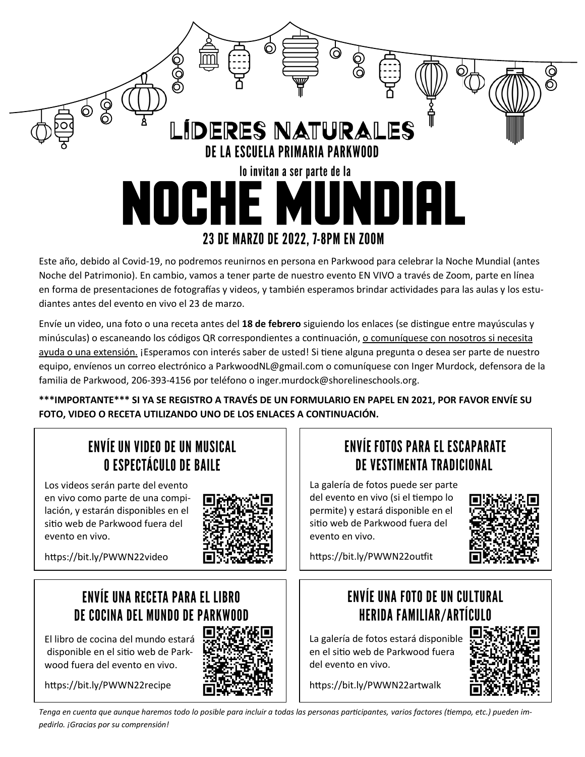# LÍDERES NATURALES

### DE LA ESCUELA PRIMARIA PARKWOOD

lo invitan a ser parte de la

# NOCHE MUNDIAL

### 23 DE MARZO DE 2022, 7-8PM EN ZOOM

Este año, debido al Covid-19, no podremos reunirnos en persona en Parkwood para celebrar la Noche Mundial (antes Noche del Patrimonio). En cambio, vamos a tener parte de nuestro evento EN VIVO a través de Zoom, parte en línea en forma de presentaciones de fotografías y videos, y también esperamos brindar actividades para las aulas y los estudiantes antes del evento en vivo el 23 de marzo.

Envíe un video, una foto o una receta antes del **18 de febrero** siguiendo los enlaces (se distingue entre mayúsculas y minúsculas) o escaneando los códigos QR correspondientes a continuación, o comuníquese con nosotros si necesita ayuda o una extensión. ¡Esperamos con interés saber de usted! Si tiene alguna pregunta o desea ser parte de nuestro equipo, envíenos un correo electrónico a ParkwoodNL@gmail.com o comuníquese con Inger Murdock, defensora de la familia de Parkwood, 206-393-4156 por teléfono o inger.murdock@shorelineschools.org.

**\*\*\*IMPORTANTE\*\*\* SI YA SE REGISTRO A TRAVÉS DE UN FORMULARIO EN PAPEL EN 2021, POR FAVOR ENVÍE SU FOTO, VIDEO O RECETA UTILIZANDO UNO DE LOS ENLACES A CONTINUACIÓN.**

## ENVÍE UN VIDEO DE UN MUSICAL O ESPECTÁCULO DE BAILE

Los videos serán parte del evento en vivo como parte de una compilación, y estarán disponibles en el sitio web de Parkwood fuera del evento en vivo.

https://bit.ly/PWWN22video

## ENVÍE FOTOS PARA EL ESCAPARATE DE VESTIMENTA TRADICIONAL

La galería de fotos puede ser parte del evento en vivo (si el tiempo lo permite) y estará disponible en el sitio web de Parkwood fuera del evento en vivo.

https://bit.ly/PWWN22outfit

## ENVÍE UNA RECETA PARA EL LIBRO DE COCINA DEL MUNDO DE PARKWOOD

El libro de cocina del mundo estará disponible en el sitio web de Parkwood fuera del evento en vivo.

https://bit.ly/PWWN22recipe

## ENVÍE UNA FOTO DE UN CULTURAL HERIDA FAMILIAR/ARTÍCULO

La galería de fotos estará disponible en el sitio web de Parkwood fuera del evento en vivo.

https://bit.ly/PWWN22artwalk

*Tenga en cuenta que aunque haremos todo lo posible para incluir a todas las personas participantes, varios factores (tiempo, etc.) pueden impedirlo. ¡Gracias por su comprensión!*